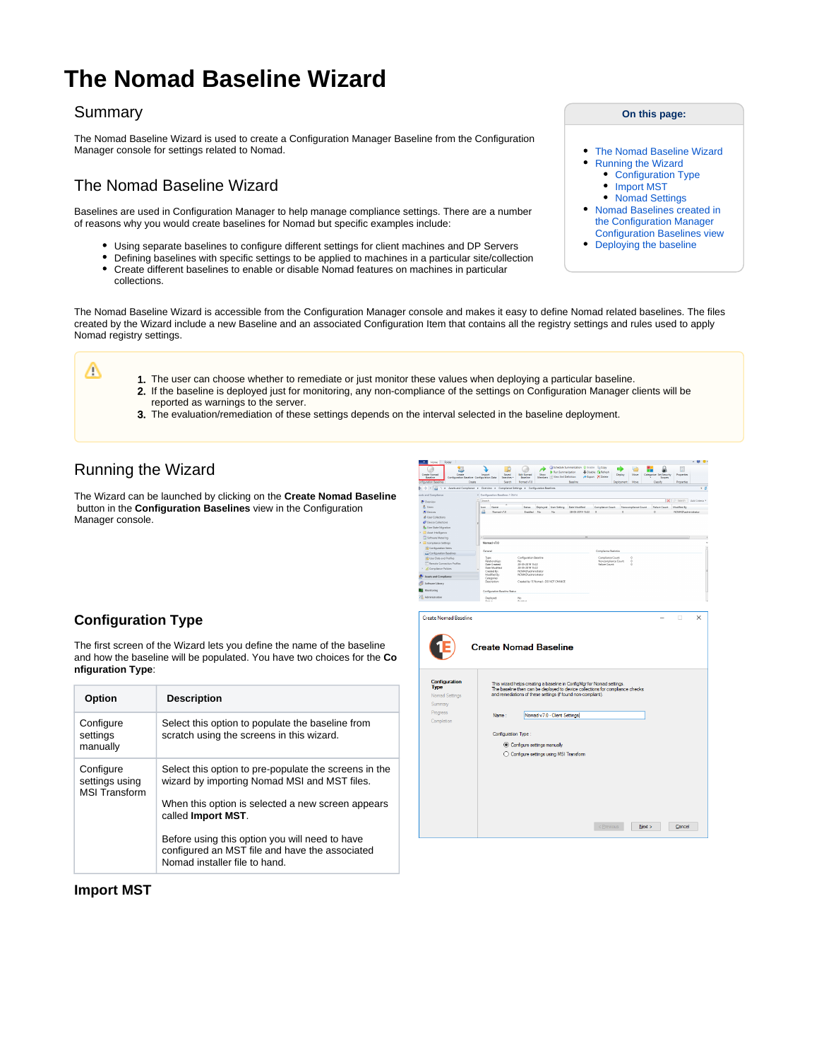# The Nomad Baseline Wizard

## Summary

The Nomad Baseline Wizard is used to create a Configuration Manager Baseline from the Configuration Manager console for settings related to Nomad.

**On this page:**

- The Nomad Baseline Wizard
- Running the Wizard
  - Configuration Type
  - Import MST
  - Nomad Settings
- Nomad Baselines created in the Configuration Manager Configuration Baselines view
- Deploying the baseline

## The Nomad Baseline Wizard

Baselines are used in Configuration Manager to help manage compliance settings. There are a number of reasons why you would create baselines for Nomad but specific examples include:

- Using separate baselines to configure different settings for client machines and DP Servers
- Defining baselines with specific settings to be applied to machines in a particular site/collection
- Create different baselines to enable or disable Nomad features on machines in particular collections.

The Nomad Baseline Wizard is accessible from the Configuration Manager console and makes it easy to define Nomad related baselines. The files created by the Wizard include a new Baseline and an associated Configuration Item that contains all the registry settings and rules used to apply Nomad registry settings.

1. The user can choose whether to remediate or just monitor these values when deploying a particular baseline.
2. If the baseline is deployed just for monitoring, any non-compliance of the settings on Configuration Manager clients will be reported as warnings to the server.
3. The evaluation/remediation of these settings depends on the interval selected in the baseline deployment.

## Running the Wizard

The Wizard can be launched by clicking on the **Create Nomad Baseline** button in the **Configuration Baselines** view in the Configuration Manager console.

### Configuration Type

The first screen of the Wizard lets you define the name of the baseline and how the baseline will be populated. You have two choices for the **Configuration Type**:

| Option | Description |
| --- | --- |
| Configure settings manually | Select this option to populate the baseline from scratch using the screens in this wizard. |
| Configure settings using MSI Transform | Select this option to pre-populate the screens in the wizard by importing Nomad MSI and MST files.<br><br>When this option is selected a new screen appears called **Import MST**.<br><br>Before using this option you will need to have configured an MST file and have the associated Nomad installer file to hand. |

### Import MST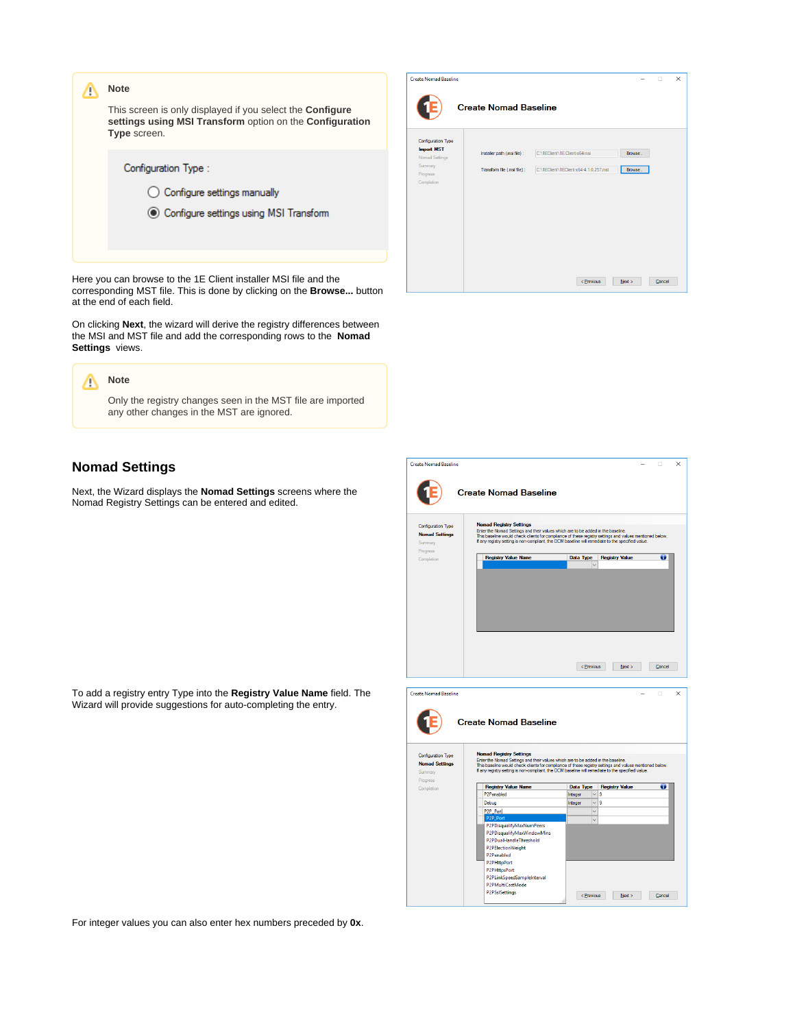> **Note**
>
> This screen is only displayed if you select the **Configure settings using MSI Transform** option on the **Configuration Type** screen.
>
> Configuration Type :
>
> ○ Configure settings manually
>
> ◉ Configure settings using MSI Transform

Here you can browse to the 1E Client installer MSI file and the corresponding MST file. This is done by clicking on the **Browse...** button at the end of each field.

On clicking **Next**, the wizard will derive the registry differences between the MSI and MST file and add the corresponding rows to the **Nomad Settings** views.

> **Note**
>
> Only the registry changes seen in the MST file are imported any other changes in the MST are ignored.

## Nomad Settings

Next, the Wizard displays the **Nomad Settings** screens where the Nomad Registry Settings can be entered and edited.

To add a registry entry Type into the **Registry Value Name** field. The Wizard will provide suggestions for auto-completing the entry.

For integer values you can also enter hex numbers preceded by **0x**.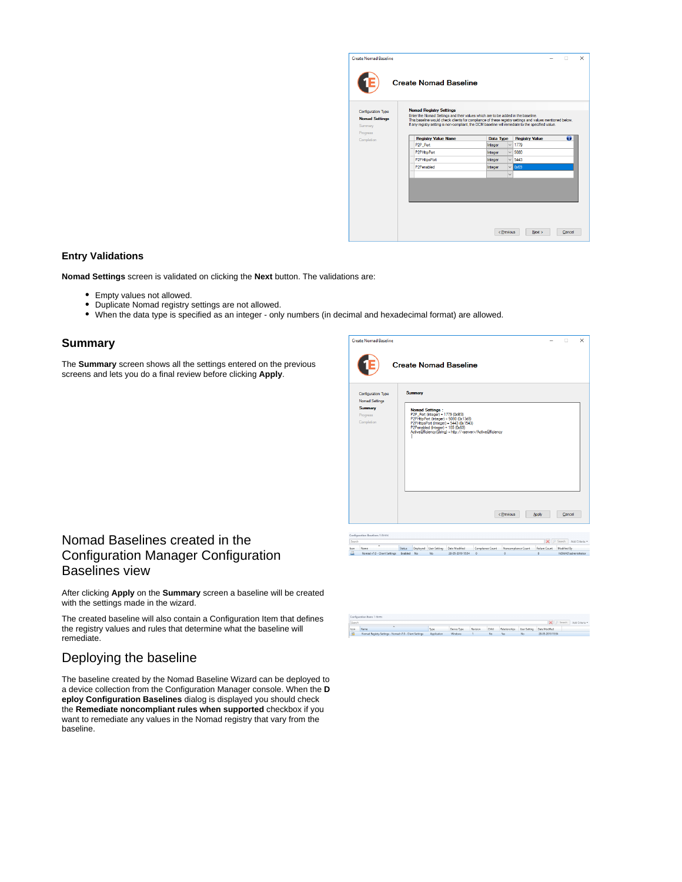### Entry Validations

**Nomad Settings** screen is validated on clicking the **Next** button. The validations are:

- Empty values not allowed.
- Duplicate Nomad registry settings are not allowed.
- When the data type is specified as an integer - only numbers (in decimal and hexadecimal format) are allowed.

## Summary

The **Summary** screen shows all the settings entered on the previous screens and lets you do a final review before clicking **Apply**.

# Nomad Baselines created in the Configuration Manager Configuration Baselines view

After clicking **Apply** on the **Summary** screen a baseline will be created with the settings made in the wizard.

The created baseline will also contain a Configuration Item that defines the registry values and rules that determine what the baseline will remediate.

# Deploying the baseline

The baseline created by the Nomad Baseline Wizard can be deployed to a device collection from the Configuration Manager console. When the **D eploy Configuration Baselines** dialog is displayed you should check the **Remediate noncompliant rules when supported** checkbox if you want to remediate any values in the Nomad registry that vary from the baseline.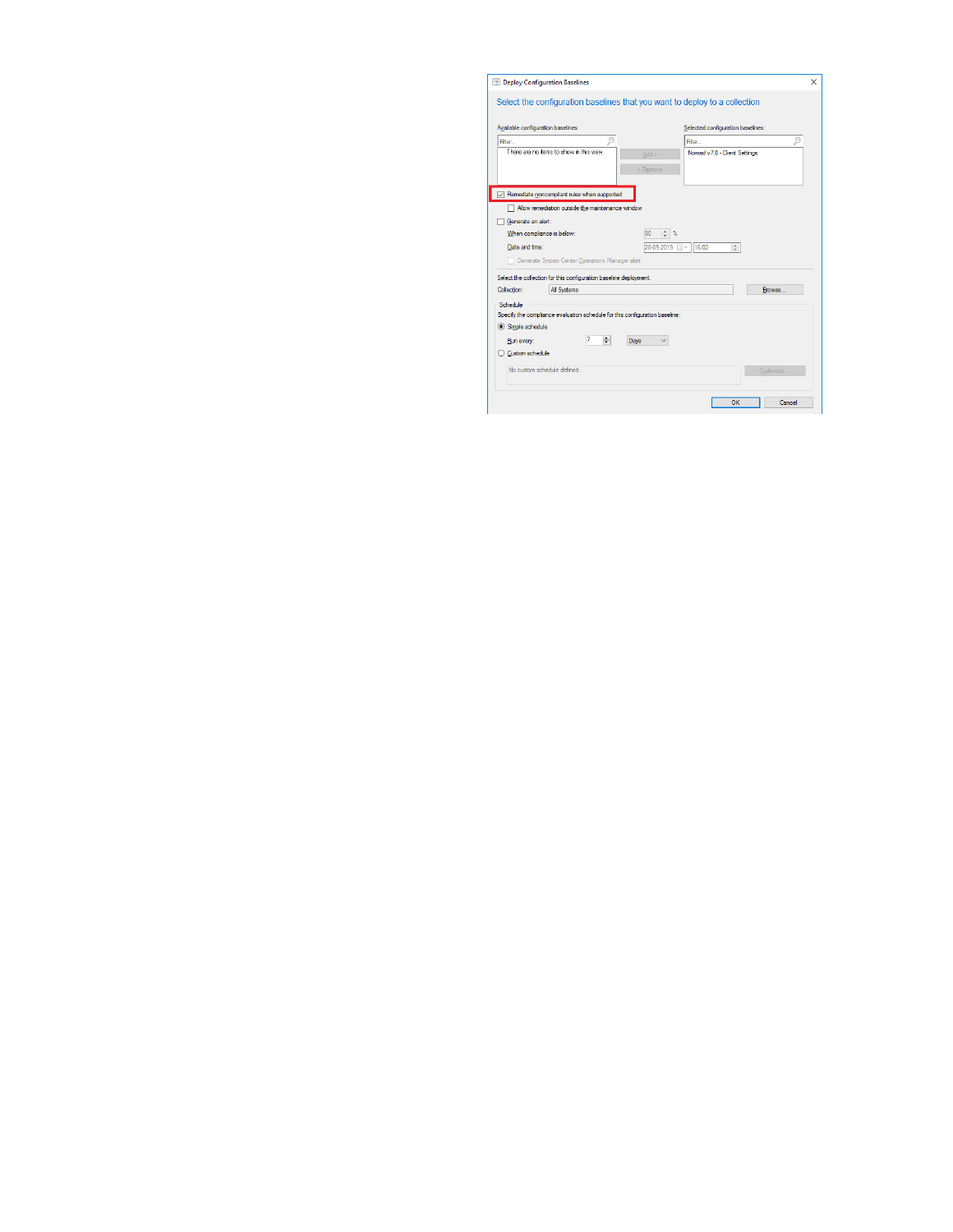Deploy Configuration Baselines

Select the configuration baselines that you want to deploy to a collection

Available configuration baselines:

Filter...

There are no items to show in this view.

Add >

< Remove

Selected configuration baselines:

Filter...

Nomad v7.0 - Client Settings

☑ Remediate noncompliant rules when supported

☐ Allow remediation outside the maintenance window

☐ Generate an alert:

When compliance is below: 90 %

Date and time: 28-05-2019 16:02

☐ Generate System Center Operations Manager alert

Select the collection for this configuration baseline deployment.

Collection: All Systems Browse...

Schedule

Specify the compliance evaluation schedule for this configuration baseline:

◉ Simple schedule

Run every: 7 Days

○ Custom schedule

No custom schedule defined. Customize...

OK Cancel